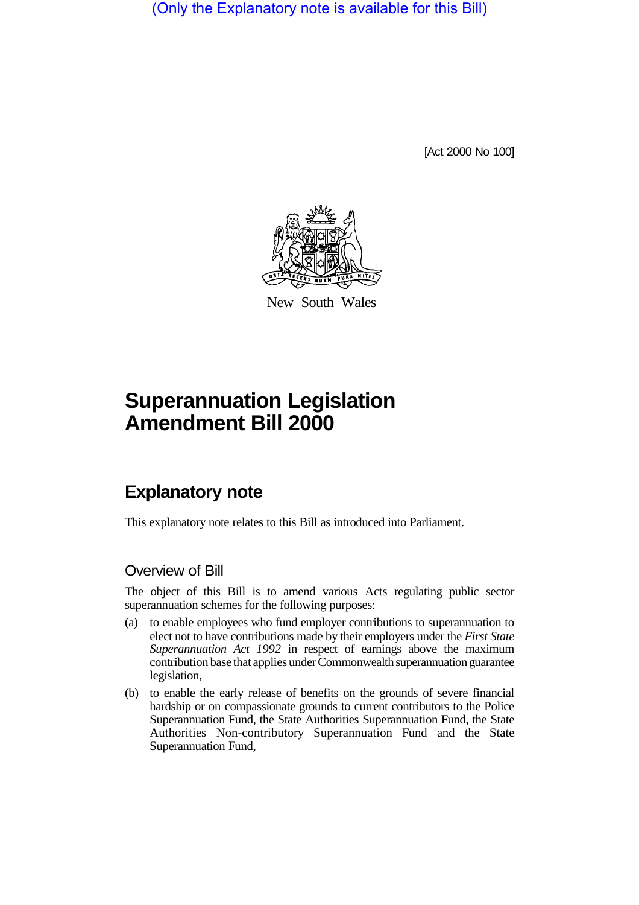(Only the Explanatory note is available for this Bill)

[Act 2000 No 100]

New South Wales

# Superannuation Legislation Amendment Bill 2000

## Explanatory note

This explanatory note relates to this Bill as introduced into Parliament.

### Overview of Bill

The object of this Bill is to amend various Acts regulating public sector superannuation schemes for the following purposes:

(a) to enable employees who fund employer contributions to superannuation to elect not to have contributions made by their employers under the *First State Superannuation Act 1992* in respect of earnings above the maximum contribution base that applies under Commonwealth superannuation guarantee legislation,

(b) to enable the early release of benefits on the grounds of severe financial hardship or on compassionate grounds to current contributors to the Police Superannuation Fund, the State Authorities Superannuation Fund, the State Authorities Non-contributory Superannuation Fund and the State Superannuation Fund,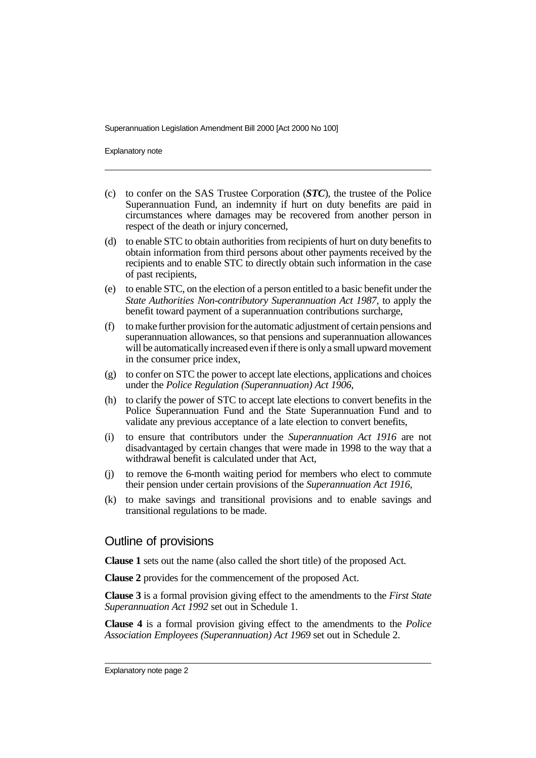(c) to confer on the SAS Trustee Corporation (***STC***), the trustee of the Police Superannuation Fund, an indemnity if hurt on duty benefits are paid in circumstances where damages may be recovered from another person in respect of the death or injury concerned,

(d) to enable STC to obtain authorities from recipients of hurt on duty benefits to obtain information from third persons about other payments received by the recipients and to enable STC to directly obtain such information in the case of past recipients,

(e) to enable STC, on the election of a person entitled to a basic benefit under the *State Authorities Non-contributory Superannuation Act 1987*, to apply the benefit toward payment of a superannuation contributions surcharge,

(f) to make further provision for the automatic adjustment of certain pensions and superannuation allowances, so that pensions and superannuation allowances will be automatically increased even if there is only a small upward movement in the consumer price index,

(g) to confer on STC the power to accept late elections, applications and choices under the *Police Regulation (Superannuation) Act 1906*,

(h) to clarify the power of STC to accept late elections to convert benefits in the Police Superannuation Fund and the State Superannuation Fund and to validate any previous acceptance of a late election to convert benefits,

(i) to ensure that contributors under the *Superannuation Act 1916* are not disadvantaged by certain changes that were made in 1998 to the way that a withdrawal benefit is calculated under that Act,

(j) to remove the 6-month waiting period for members who elect to commute their pension under certain provisions of the *Superannuation Act 1916*,

(k) to make savings and transitional provisions and to enable savings and transitional regulations to be made.

## Outline of provisions

**Clause 1** sets out the name (also called the short title) of the proposed Act.

**Clause 2** provides for the commencement of the proposed Act.

**Clause 3** is a formal provision giving effect to the amendments to the *First State Superannuation Act 1992* set out in Schedule 1.

**Clause 4** is a formal provision giving effect to the amendments to the *Police Association Employees (Superannuation) Act 1969* set out in Schedule 2.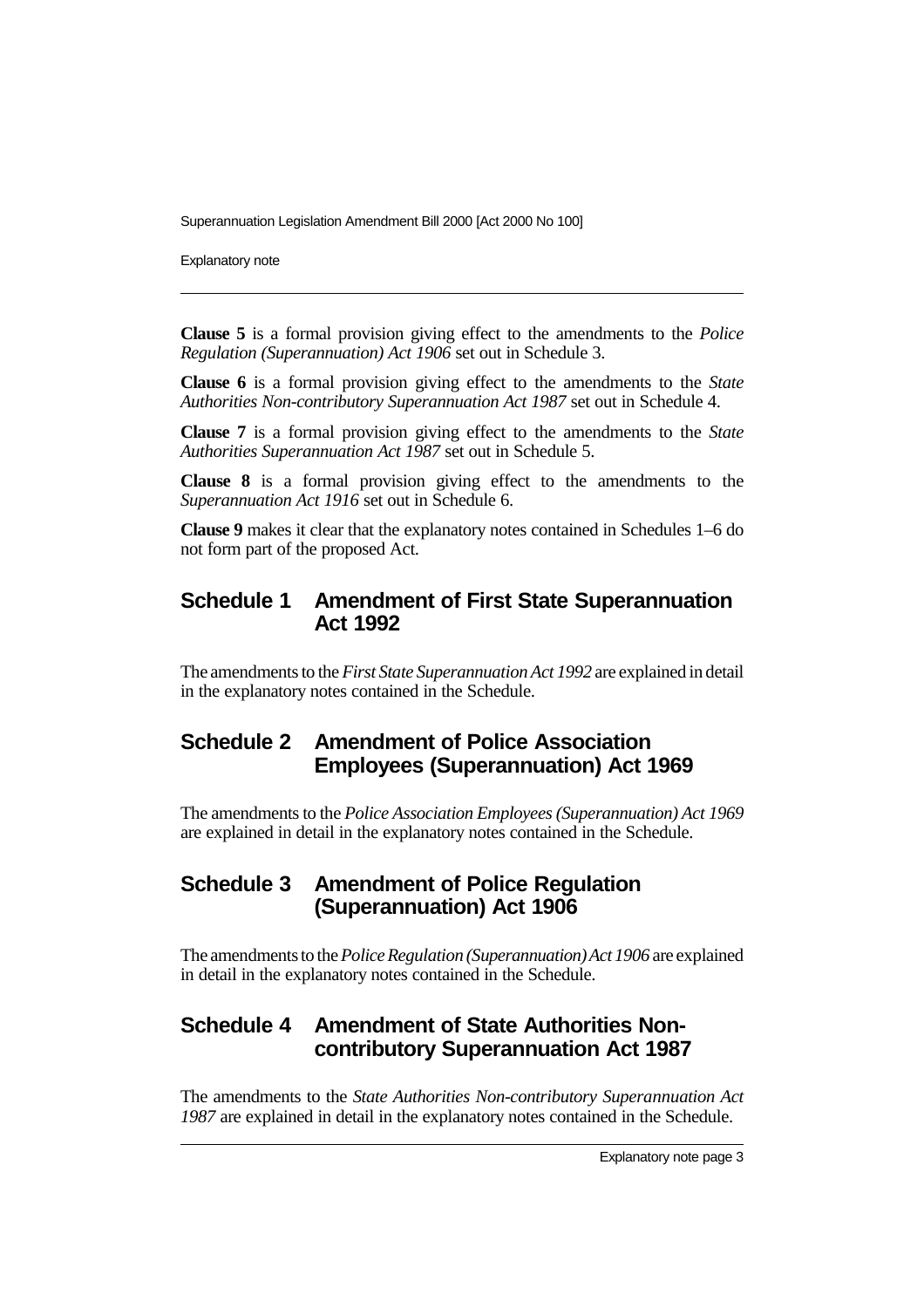**Clause 5** is a formal provision giving effect to the amendments to the *Police Regulation (Superannuation) Act 1906* set out in Schedule 3.

**Clause 6** is a formal provision giving effect to the amendments to the *State Authorities Non-contributory Superannuation Act 1987* set out in Schedule 4.

**Clause 7** is a formal provision giving effect to the amendments to the *State Authorities Superannuation Act 1987* set out in Schedule 5.

**Clause 8** is a formal provision giving effect to the amendments to the *Superannuation Act 1916* set out in Schedule 6.

**Clause 9** makes it clear that the explanatory notes contained in Schedules 1–6 do not form part of the proposed Act.

## Schedule 1 Amendment of First State Superannuation Act 1992

The amendments to the *First State Superannuation Act 1992* are explained in detail in the explanatory notes contained in the Schedule.

## Schedule 2 Amendment of Police Association Employees (Superannuation) Act 1969

The amendments to the *Police Association Employees (Superannuation) Act 1969* are explained in detail in the explanatory notes contained in the Schedule.

## Schedule 3 Amendment of Police Regulation (Superannuation) Act 1906

The amendments to the *Police Regulation (Superannuation) Act 1906* are explained in detail in the explanatory notes contained in the Schedule.

## Schedule 4 Amendment of State Authorities Non-contributory Superannuation Act 1987

The amendments to the *State Authorities Non-contributory Superannuation Act 1987* are explained in detail in the explanatory notes contained in the Schedule.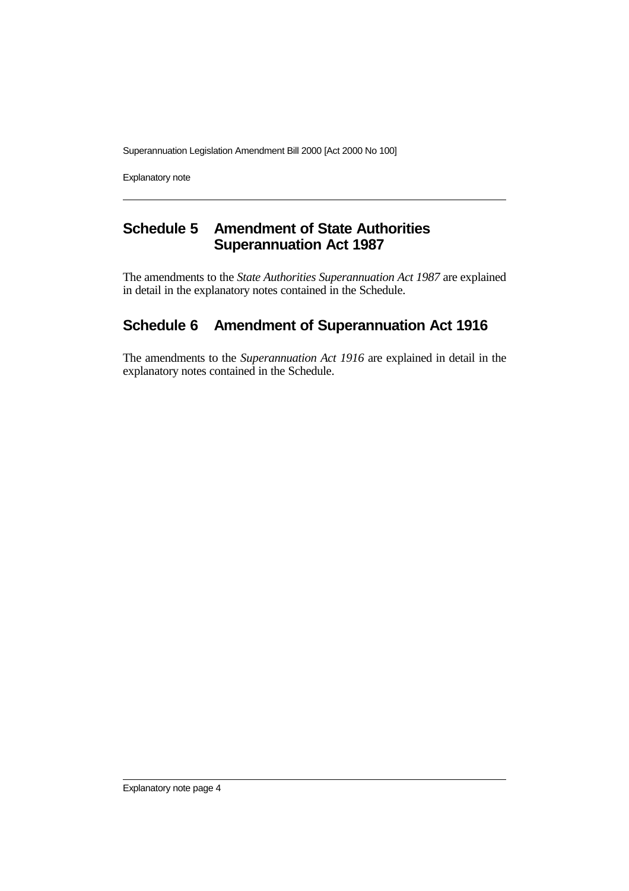## Schedule 5 Amendment of State Authorities Superannuation Act 1987

The amendments to the *State Authorities Superannuation Act 1987* are explained in detail in the explanatory notes contained in the Schedule.

## Schedule 6 Amendment of Superannuation Act 1916

The amendments to the *Superannuation Act 1916* are explained in detail in the explanatory notes contained in the Schedule.